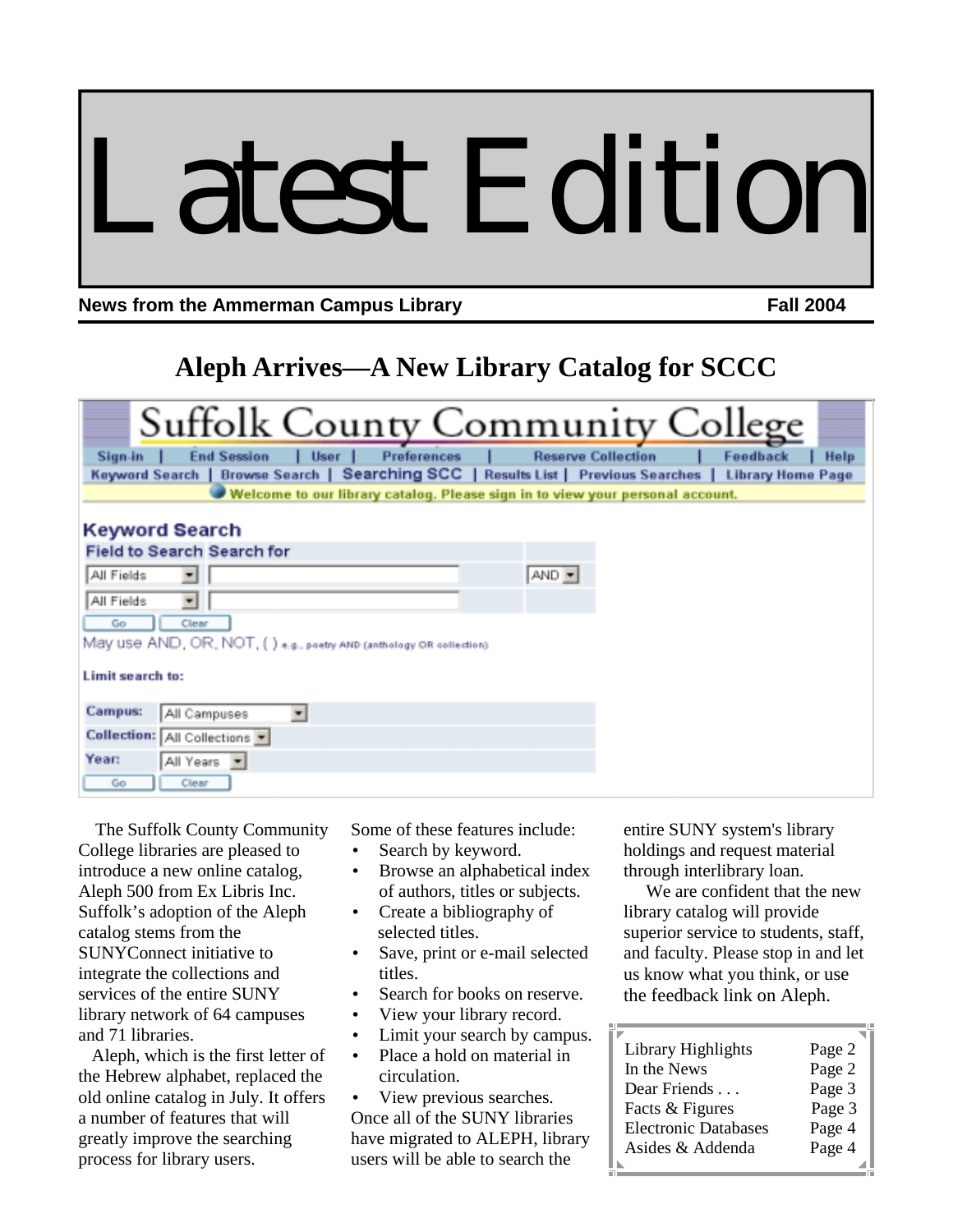# Latest Edition

**News from the Ammerman Campus Library** **Fall 2004**

## Aleph Arrives—A New Library Catalog for SCCC

The Suffolk County Community College libraries are pleased to introduce a new online catalog, Aleph 500 from Ex Libris Inc. Suffolk's adoption of the Aleph catalog stems from the SUNYConnect initiative to integrate the collections and services of the entire SUNY library network of 64 campuses and 71 libraries.

Aleph, which is the first letter of the Hebrew alphabet, replaced the old online catalog in July. It offers a number of features that will greatly improve the searching process for library users.

Some of these features include:

- Search by keyword.
- Browse an alphabetical index of authors, titles or subjects.
- Create a bibliography of selected titles.
- Save, print or e-mail selected titles.
- Search for books on reserve.
- View your library record.
- Limit your search by campus.
- Place a hold on material in circulation.
- View previous searches.

Once all of the SUNY libraries have migrated to ALEPH, library users will be able to search the entire SUNY system's library holdings and request material through interlibrary loan.

We are confident that the new library catalog will provide superior service to students, staff, and faculty. Please stop in and let us know what you think, or use the feedback link on Aleph.

| | |
|---|---|
| Library Highlights | Page 2 |
| In the News | Page 2 |
| Dear Friends . . . | Page 3 |
| Facts & Figures | Page 3 |
| Electronic Databases | Page 4 |
| Asides & Addenda | Page 4 |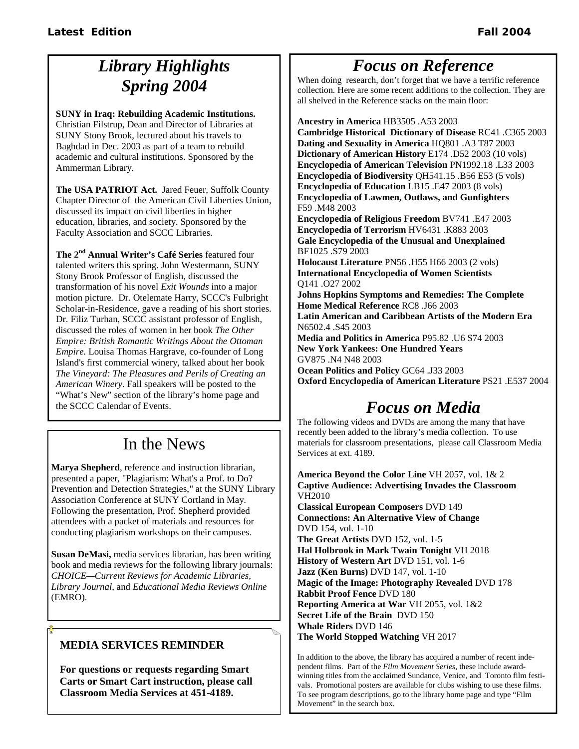## Library Highlights Spring 2004

**SUNY in Iraq: Rebuilding Academic Institutions.** Christian Filstrup, Dean and Director of Libraries at SUNY Stony Brook, lectured about his travels to Baghdad in Dec. 2003 as part of a team to rebuild academic and cultural institutions. Sponsored by the Ammerman Library.

**The USA PATRIOT Act.** Jared Feuer, Suffolk County Chapter Director of the American Civil Liberties Union, discussed its impact on civil liberties in higher education, libraries, and society. Sponsored by the Faculty Association and SCCC Libraries.

**The 2nd Annual Writer's Café Series** featured four talented writers this spring. John Westermann, SUNY Stony Brook Professor of English, discussed the transformation of his novel *Exit Wounds* into a major motion picture. Dr. Otelemate Harry, SCCC's Fulbright Scholar-in-Residence, gave a reading of his short stories. Dr. Filiz Turhan, SCCC assistant professor of English, discussed the roles of women in her book *The Other Empire: British Romantic Writings About the Ottoman Empire.* Louisa Thomas Hargrave, co-founder of Long Island's first commercial winery, talked about her book *The Vineyard: The Pleasures and Perils of Creating an American Winery*. Fall speakers will be posted to the "What's New" section of the library's home page and the SCCC Calendar of Events.

## In the News

**Marya Shepherd**, reference and instruction librarian, presented a paper, "Plagiarism: What's a Prof. to Do? Prevention and Detection Strategies," at the SUNY Library Association Conference at SUNY Cortland in May. Following the presentation, Prof. Shepherd provided attendees with a packet of materials and resources for conducting plagiarism workshops on their campuses.

**Susan DeMasi,** media services librarian, has been writing book and media reviews for the following library journals: *CHOICE—Current Reviews for Academic Libraries, Library Journal*, and *Educational Media Reviews Online* (EMRO).

### MEDIA SERVICES REMINDER

**For questions or requests regarding Smart Carts or Smart Cart instruction, please call Classroom Media Services at 451-4189.**

## Focus on Reference

When doing research, don't forget that we have a terrific reference collection. Here are some recent additions to the collection. They are all shelved in the Reference stacks on the main floor:

**Ancestry in America** HB3505 .A53 2003
**Cambridge Historical Dictionary of Disease** RC41 .C365 2003
**Dating and Sexuality in America** HQ801 .A3 T87 2003
**Dictionary of American History** E174 .D52 2003 (10 vols)
**Encyclopedia of American Television** PN1992.18 .L33 2003
**Encyclopedia of Biodiversity** QH541.15 .B56 E53 (5 vols)
**Encyclopedia of Education** LB15 .E47 2003 (8 vols)
**Encyclopedia of Lawmen, Outlaws, and Gunfighters** F59 .M48 2003
**Encyclopedia of Religious Freedom** BV741 .E47 2003
**Encyclopedia of Terrorism** HV6431 .K883 2003
**Gale Encyclopedia of the Unusual and Unexplained** BF1025 .S79 2003
**Holocaust Literature** PN56 .H55 H66 2003 (2 vols)
**International Encyclopedia of Women Scientists** Q141 .O27 2002
**Johns Hopkins Symptoms and Remedies: The Complete Home Medical Reference** RC8 .J66 2003
**Latin American and Caribbean Artists of the Modern Era** N6502.4 .S45 2003
**Media and Politics in America** P95.82 .U6 S74 2003
**New York Yankees: One Hundred Years** GV875 .N4 N48 2003
**Ocean Politics and Policy** GC64 .J33 2003
**Oxford Encyclopedia of American Literature** PS21 .E537 2004

## Focus on Media

The following videos and DVDs are among the many that have recently been added to the library's media collection. To use materials for classroom presentations, please call Classroom Media Services at ext. 4189.

**America Beyond the Color Line** VH 2057, vol. 1& 2
**Captive Audience: Advertising Invades the Classroom** VH2010
**Classical European Composers** DVD 149
**Connections: An Alternative View of Change** DVD 154, vol. 1-10
**The Great Artists** DVD 152, vol. 1-5
**Hal Holbrook in Mark Twain Tonight** VH 2018
**History of Western Art** DVD 151, vol. 1-6
**Jazz (Ken Burns)** DVD 147, vol. 1-10
**Magic of the Image: Photography Revealed** DVD 178
**Rabbit Proof Fence** DVD 180
**Reporting America at War** VH 2055, vol. 1&2
**Secret Life of the Brain** DVD 150
**Whale Riders** DVD 146
**The World Stopped Watching** VH 2017

In addition to the above, the library has acquired a number of recent independent films. Part of the *Film Movement Series*, these include award-winning titles from the acclaimed Sundance, Venice, and Toronto film festivals. Promotional posters are available for clubs wishing to use these films. To see program descriptions, go to the library home page and type "Film Movement" in the search box.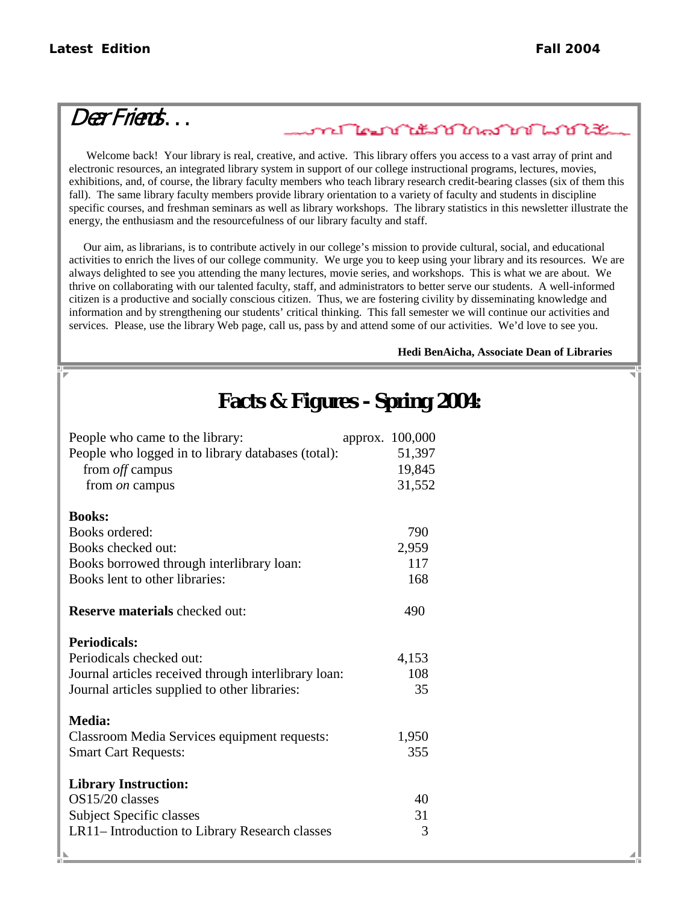## Dear Friends…

Welcome back! Your library is real, creative, and active. This library offers you access to a vast array of print and electronic resources, an integrated library system in support of our college instructional programs, lectures, movies, exhibitions, and, of course, the library faculty members who teach library research credit-bearing classes (six of them this fall). The same library faculty members provide library orientation to a variety of faculty and students in discipline specific courses, and freshman seminars as well as library workshops. The library statistics in this newsletter illustrate the energy, the enthusiasm and the resourcefulness of our library faculty and staff.

Our aim, as librarians, is to contribute actively in our college's mission to provide cultural, social, and educational activities to enrich the lives of our college community. We urge you to keep using your library and its resources. We are always delighted to see you attending the many lectures, movie series, and workshops. This is what we are about. We thrive on collaborating with our talented faculty, staff, and administrators to better serve our students. A well-informed citizen is a productive and socially conscious citizen. Thus, we are fostering civility by disseminating knowledge and information and by strengthening our students' critical thinking. This fall semester we will continue our activities and services. Please, use the library Web page, call us, pass by and attend some of our activities. We'd love to see you.

**Hedi BenAicha, Associate Dean of Libraries**

## Facts & Figures - Spring 2004:

| | |
|---|---|
| People who came to the library: | approx. 100,000 |
| People who logged in to library databases (total): | 51,397 |
| from *off* campus | 19,845 |
| from *on* campus | 31,552 |
| **Books:** | |
| Books ordered: | 790 |
| Books checked out: | 2,959 |
| Books borrowed through interlibrary loan: | 117 |
| Books lent to other libraries: | 168 |
| **Reserve materials** checked out: | 490 |
| **Periodicals:** | |
| Periodicals checked out: | 4,153 |
| Journal articles received through interlibrary loan: | 108 |
| Journal articles supplied to other libraries: | 35 |
| **Media:** | |
| Classroom Media Services equipment requests: | 1,950 |
| Smart Cart Requests: | 355 |
| **Library Instruction:** | |
| OS15/20 classes | 40 |
| Subject Specific classes | 31 |
| LR11– Introduction to Library Research classes | 3 |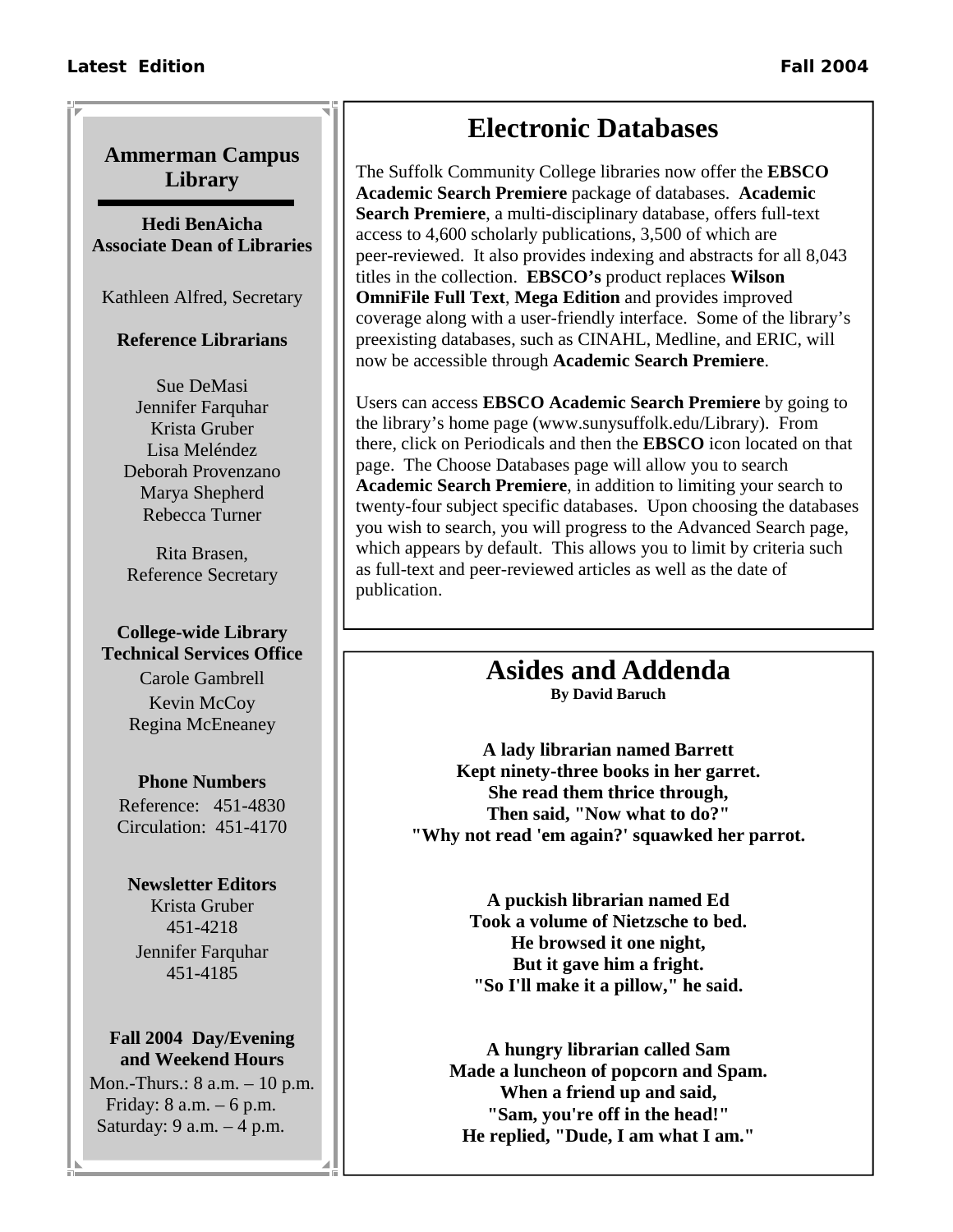## Ammerman Campus Library

**Hedi BenAicha**
**Associate Dean of Libraries**

Kathleen Alfred, Secretary

**Reference Librarians**

Sue DeMasi
Jennifer Farquhar
Krista Gruber
Lisa Meléndez
Deborah Provenzano
Marya Shepherd
Rebecca Turner

Rita Brasen,
Reference Secretary

**College-wide Library Technical Services Office**

Carole Gambrell
Kevin McCoy
Regina McEneaney

**Phone Numbers**

Reference: 451-4830
Circulation: 451-4170

**Newsletter Editors**

Krista Gruber
451-4218

Jennifer Farquhar
451-4185

**Fall 2004 Day/Evening and Weekend Hours**

Mon.-Thurs.: 8 a.m. – 10 p.m.
Friday: 8 a.m. – 6 p.m.
Saturday: 9 a.m. – 4 p.m.

# Electronic Databases

The Suffolk Community College libraries now offer the **EBSCO Academic Search Premiere** package of databases. **Academic Search Premiere**, a multi-disciplinary database, offers full-text access to 4,600 scholarly publications, 3,500 of which are peer-reviewed. It also provides indexing and abstracts for all 8,043 titles in the collection. **EBSCO's** product replaces **Wilson OmniFile Full Text**, **Mega Edition** and provides improved coverage along with a user-friendly interface. Some of the library's preexisting databases, such as CINAHL, Medline, and ERIC, will now be accessible through **Academic Search Premiere**.

Users can access **EBSCO Academic Search Premiere** by going to the library's home page (www.sunysuffolk.edu/Library). From there, click on Periodicals and then the **EBSCO** icon located on that page. The Choose Databases page will allow you to search **Academic Search Premiere**, in addition to limiting your search to twenty-four subject specific databases. Upon choosing the databases you wish to search, you will progress to the Advanced Search page, which appears by default. This allows you to limit by criteria such as full-text and peer-reviewed articles as well as the date of publication.

# Asides and Addenda

**By David Baruch**

**A lady librarian named Barrett**
**Kept ninety-three books in her garret.**
**She read them thrice through,**
**Then said, "Now what to do?"**
**"Why not read 'em again?' squawked her parrot.**

**A puckish librarian named Ed**
**Took a volume of Nietzsche to bed.**
**He browsed it one night,**
**But it gave him a fright.**
**"So I'll make it a pillow," he said.**

**A hungry librarian called Sam**
**Made a luncheon of popcorn and Spam.**
**When a friend up and said,**
**"Sam, you're off in the head!"**
**He replied, "Dude, I am what I am."**